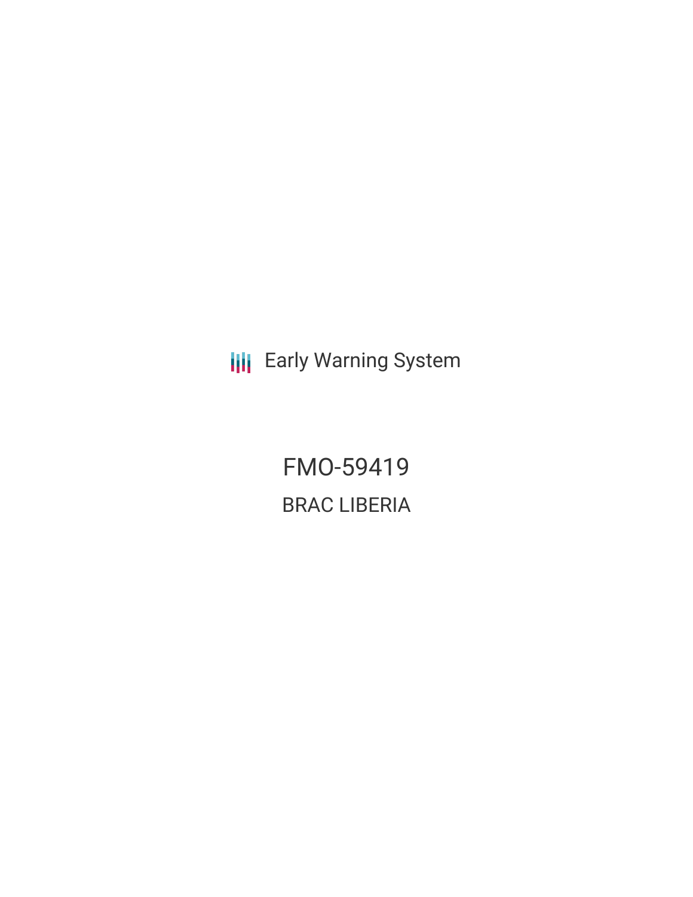Early Warning System

# FMO-59419

## BRAC LIBERIA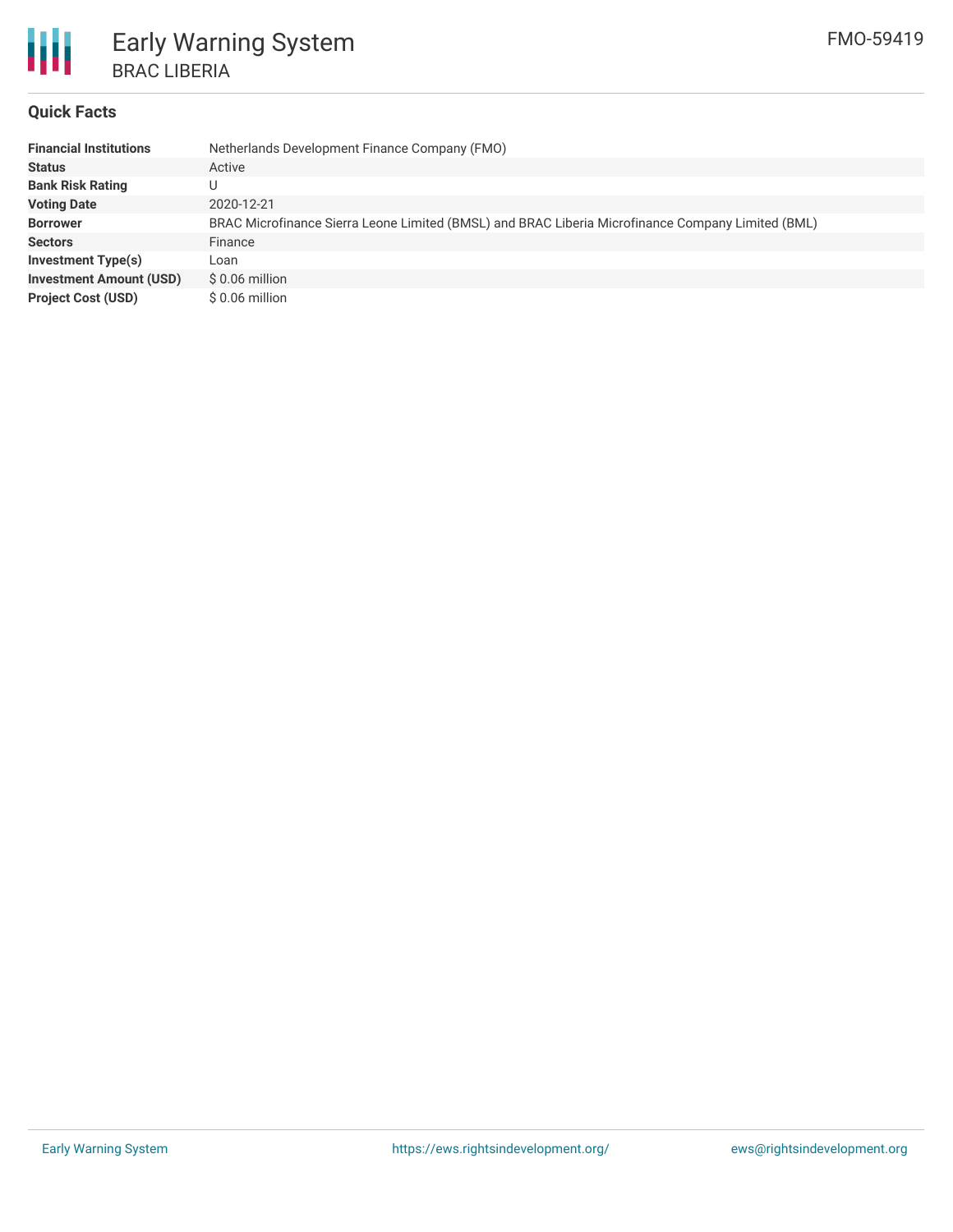## Quick Facts

| | |
|---|---|
| **Financial Institutions** | Netherlands Development Finance Company (FMO) |
| **Status** | Active |
| **Bank Risk Rating** | U |
| **Voting Date** | 2020-12-21 |
| **Borrower** | BRAC Microfinance Sierra Leone Limited (BMSL) and BRAC Liberia Microfinance Company Limited (BML) |
| **Sectors** | Finance |
| **Investment Type(s)** | Loan |
| **Investment Amount (USD)** | $ 0.06 million |
| **Project Cost (USD)** | $ 0.06 million |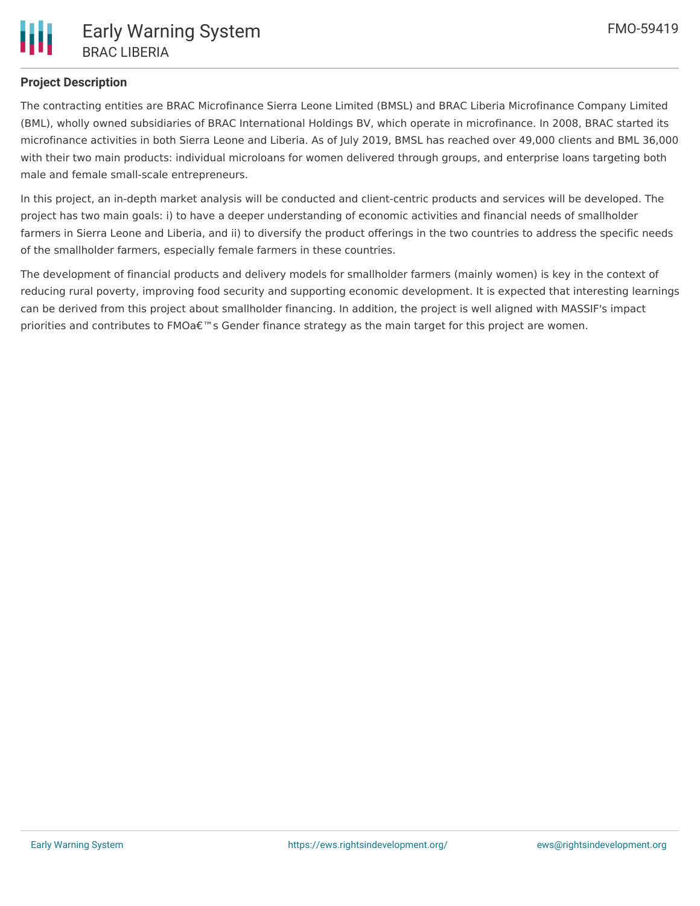**Project Description**

The contracting entities are BRAC Microfinance Sierra Leone Limited (BMSL) and BRAC Liberia Microfinance Company Limited (BML), wholly owned subsidiaries of BRAC International Holdings BV, which operate in microfinance. In 2008, BRAC started its microfinance activities in both Sierra Leone and Liberia. As of July 2019, BMSL has reached over 49,000 clients and BML 36,000 with their two main products: individual microloans for women delivered through groups, and enterprise loans targeting both male and female small-scale entrepreneurs.

In this project, an in-depth market analysis will be conducted and client-centric products and services will be developed. The project has two main goals: i) to have a deeper understanding of economic activities and financial needs of smallholder farmers in Sierra Leone and Liberia, and ii) to diversify the product offerings in the two countries to address the specific needs of the smallholder farmers, especially female farmers in these countries.

The development of financial products and delivery models for smallholder farmers (mainly women) is key in the context of reducing rural poverty, improving food security and supporting economic development. It is expected that interesting learnings can be derived from this project about smallholder financing. In addition, the project is well aligned with MASSIF's impact priorities and contributes to FMOâ€™s Gender finance strategy as the main target for this project are women.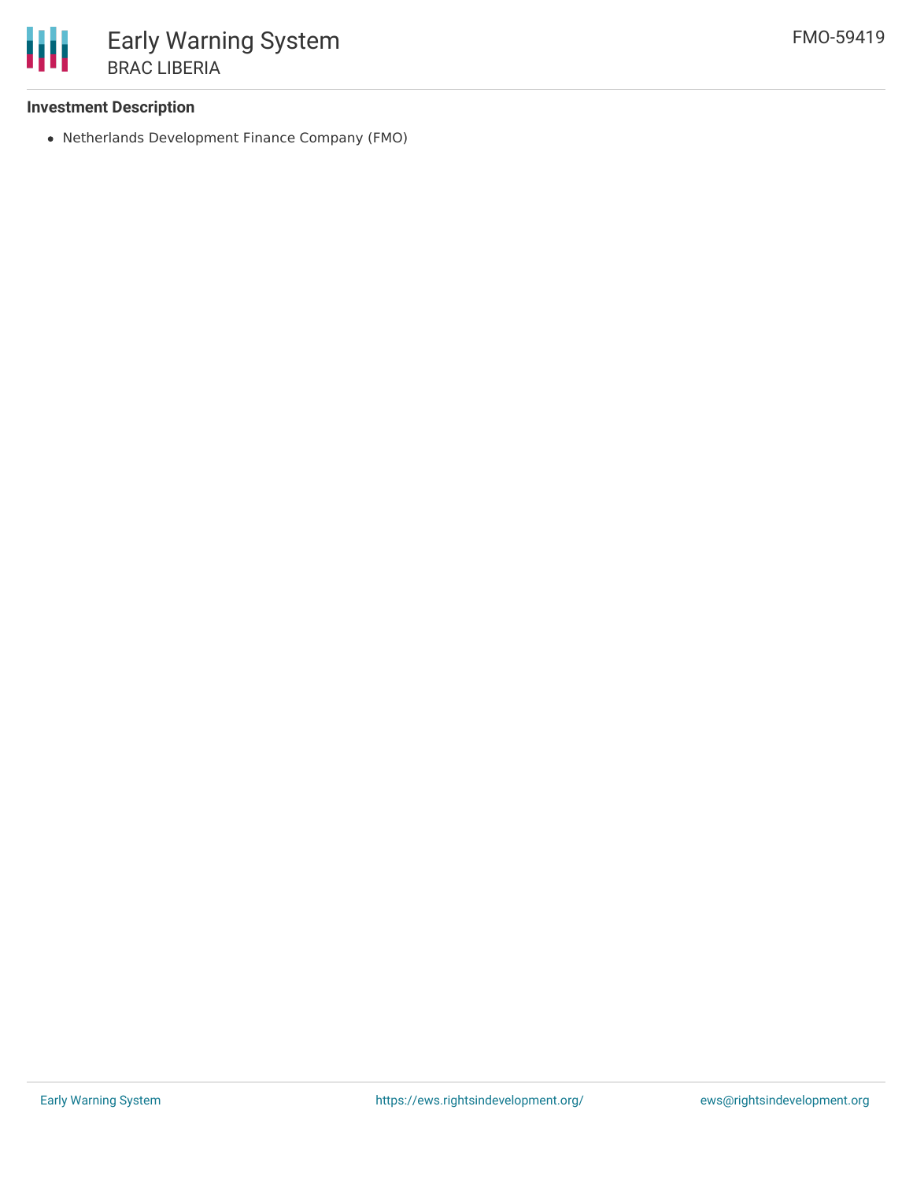### Investment Description

- Netherlands Development Finance Company (FMO)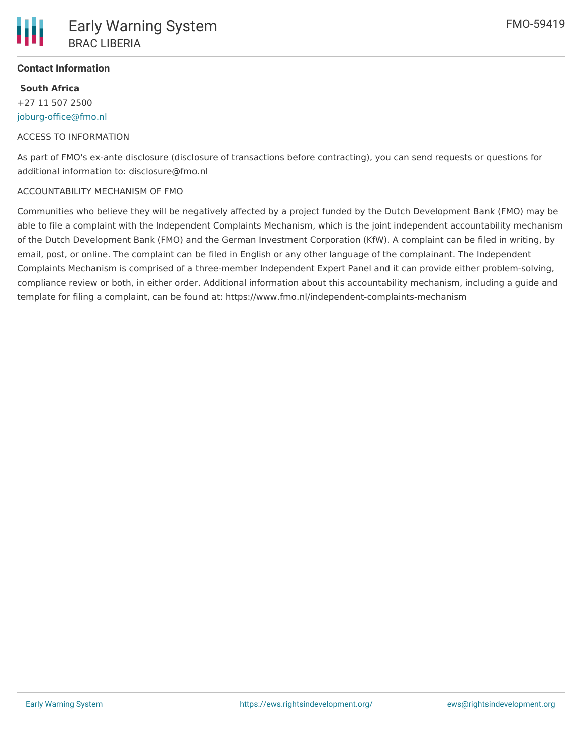**Contact Information**

**South Africa**

+27 11 507 2500

joburg-office@fmo.nl

ACCESS TO INFORMATION

As part of FMO's ex-ante disclosure (disclosure of transactions before contracting), you can send requests or questions for additional information to: disclosure@fmo.nl

ACCOUNTABILITY MECHANISM OF FMO

Communities who believe they will be negatively affected by a project funded by the Dutch Development Bank (FMO) may be able to file a complaint with the Independent Complaints Mechanism, which is the joint independent accountability mechanism of the Dutch Development Bank (FMO) and the German Investment Corporation (KfW). A complaint can be filed in writing, by email, post, or online. The complaint can be filed in English or any other language of the complainant. The Independent Complaints Mechanism is comprised of a three-member Independent Expert Panel and it can provide either problem-solving, compliance review or both, in either order. Additional information about this accountability mechanism, including a guide and template for filing a complaint, can be found at: https://www.fmo.nl/independent-complaints-mechanism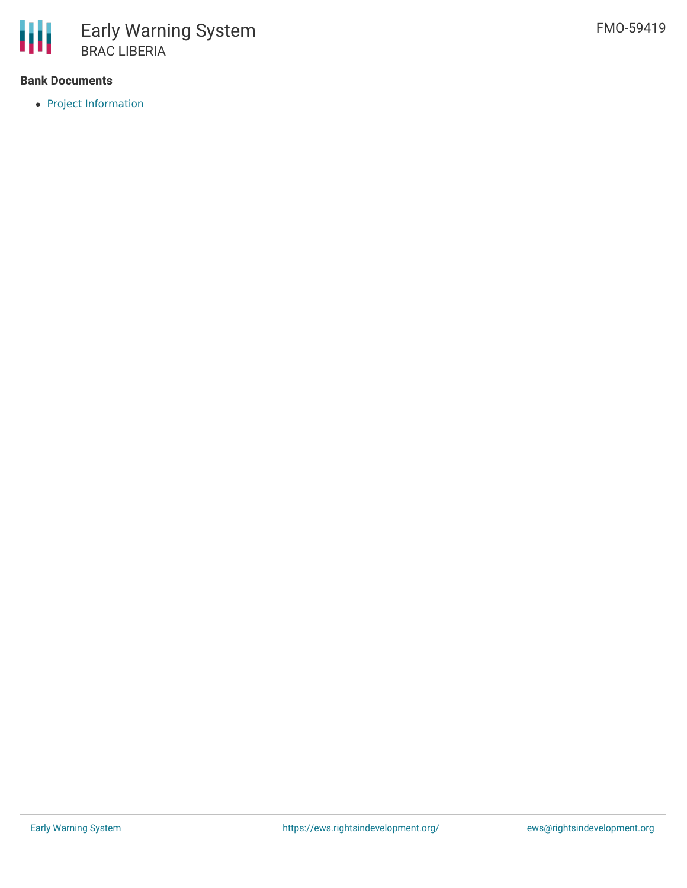**Bank Documents**

- Project Information